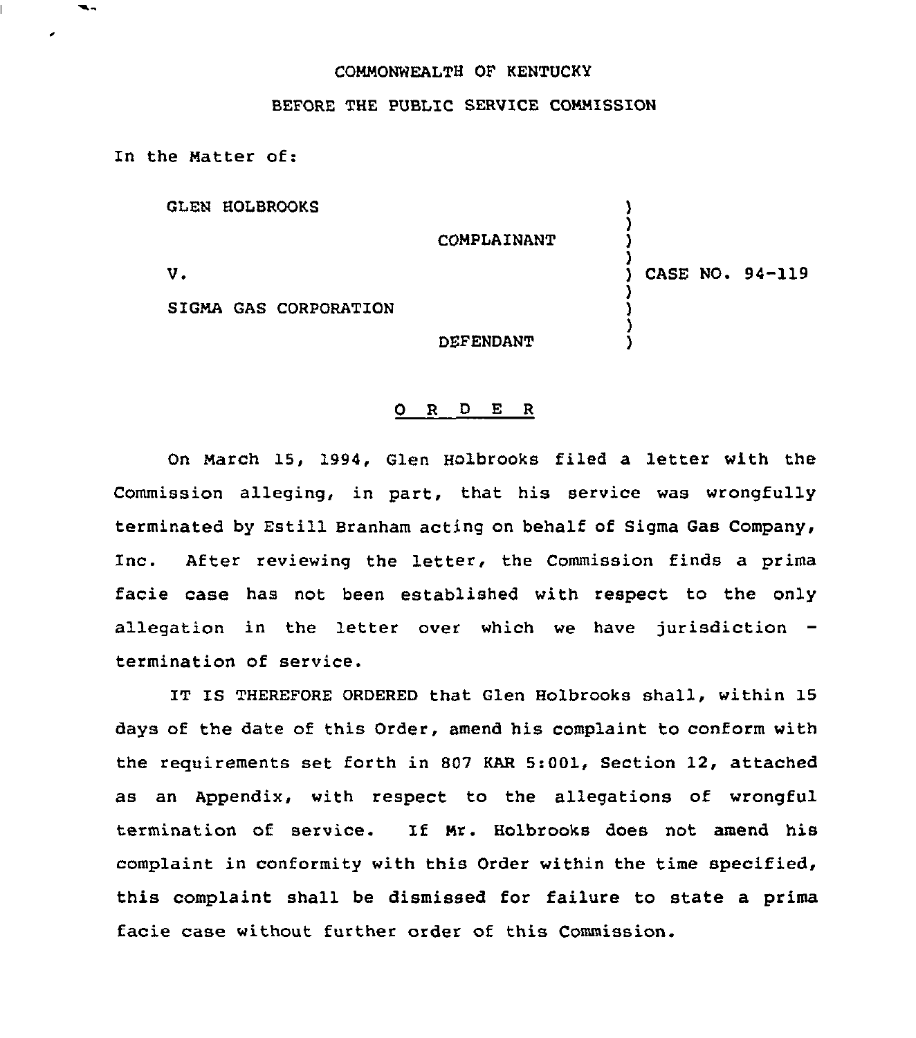COMMONWEALTH OF KENTUCKY

BEFORE THE PUBLIC SERVICE COMMISSION

In the Matter of:

| | | |
|---|---|---|
| GLEN HOLBROOKS | ) | |
| COMPLAINANT | ) | |
| V. | ) | CASE NO. 94-119 |
| SIGMA GAS CORPORATION | ) | |
| DEFENDANT | ) | |

## O R D E R

On March 15, 1994, Glen Holbrooks filed a letter with the Commission alleging, in part, that his service was wrongfully terminated by Estill Branham acting on behalf of Sigma Gas Company, Inc. After reviewing the letter, the Commission finds a prima facie case has not been established with respect to the only allegation in the letter over which we have jurisdiction - termination of service.

IT IS THEREFORE ORDERED that Glen Holbrooks shall, within 15 days of the date of this Order, amend his complaint to conform with the requirements set forth in 807 KAR 5:001, Section 12, attached as an Appendix, with respect to the allegations of wrongful termination of service. If Mr. Holbrooks does not amend his complaint in conformity with this Order within the time specified, this complaint shall be dismissed for failure to state a prima facie case without further order of this Commission.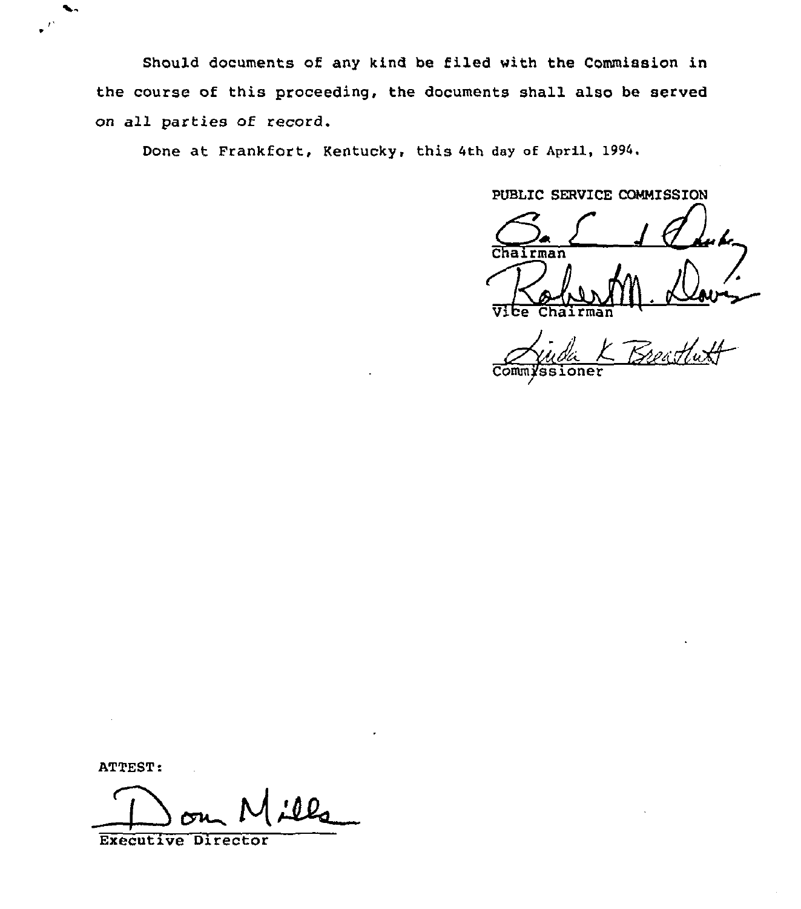Should documents of any kind be filed with the Commission in the course of this proceeding, the documents shall also be served on all parties of record.

Done at Frankfort, Kentucky, this 4th day of April, 1994.

PUBLIC SERVICE COMMISSION

Chairman

Vice Chairman

Commissioner

ATTEST:

Executive Director